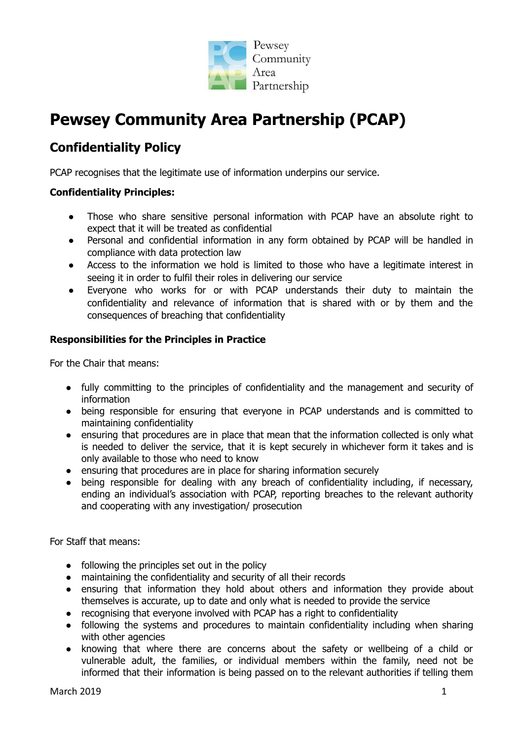Pewsey Community Area Partnership

# Pewsey Community Area Partnership (PCAP)

## Confidentiality Policy

PCAP recognises that the legitimate use of information underpins our service.

**Confidentiality Principles:**

- Those who share sensitive personal information with PCAP have an absolute right to expect that it will be treated as confidential
- Personal and confidential information in any form obtained by PCAP will be handled in compliance with data protection law
- Access to the information we hold is limited to those who have a legitimate interest in seeing it in order to fulfil their roles in delivering our service
- Everyone who works for or with PCAP understands their duty to maintain the confidentiality and relevance of information that is shared with or by them and the consequences of breaching that confidentiality

**Responsibilities for the Principles in Practice**

For the Chair that means:

- fully committing to the principles of confidentiality and the management and security of information
- being responsible for ensuring that everyone in PCAP understands and is committed to maintaining confidentiality
- ensuring that procedures are in place that mean that the information collected is only what is needed to deliver the service, that it is kept securely in whichever form it takes and is only available to those who need to know
- ensuring that procedures are in place for sharing information securely
- being responsible for dealing with any breach of confidentiality including, if necessary, ending an individual's association with PCAP, reporting breaches to the relevant authority and cooperating with any investigation/ prosecution

For Staff that means:

- following the principles set out in the policy
- maintaining the confidentiality and security of all their records
- ensuring that information they hold about others and information they provide about themselves is accurate, up to date and only what is needed to provide the service
- recognising that everyone involved with PCAP has a right to confidentiality
- following the systems and procedures to maintain confidentiality including when sharing with other agencies
- knowing that where there are concerns about the safety or wellbeing of a child or vulnerable adult, the families, or individual members within the family, need not be informed that their information is being passed on to the relevant authorities if telling them

March 2019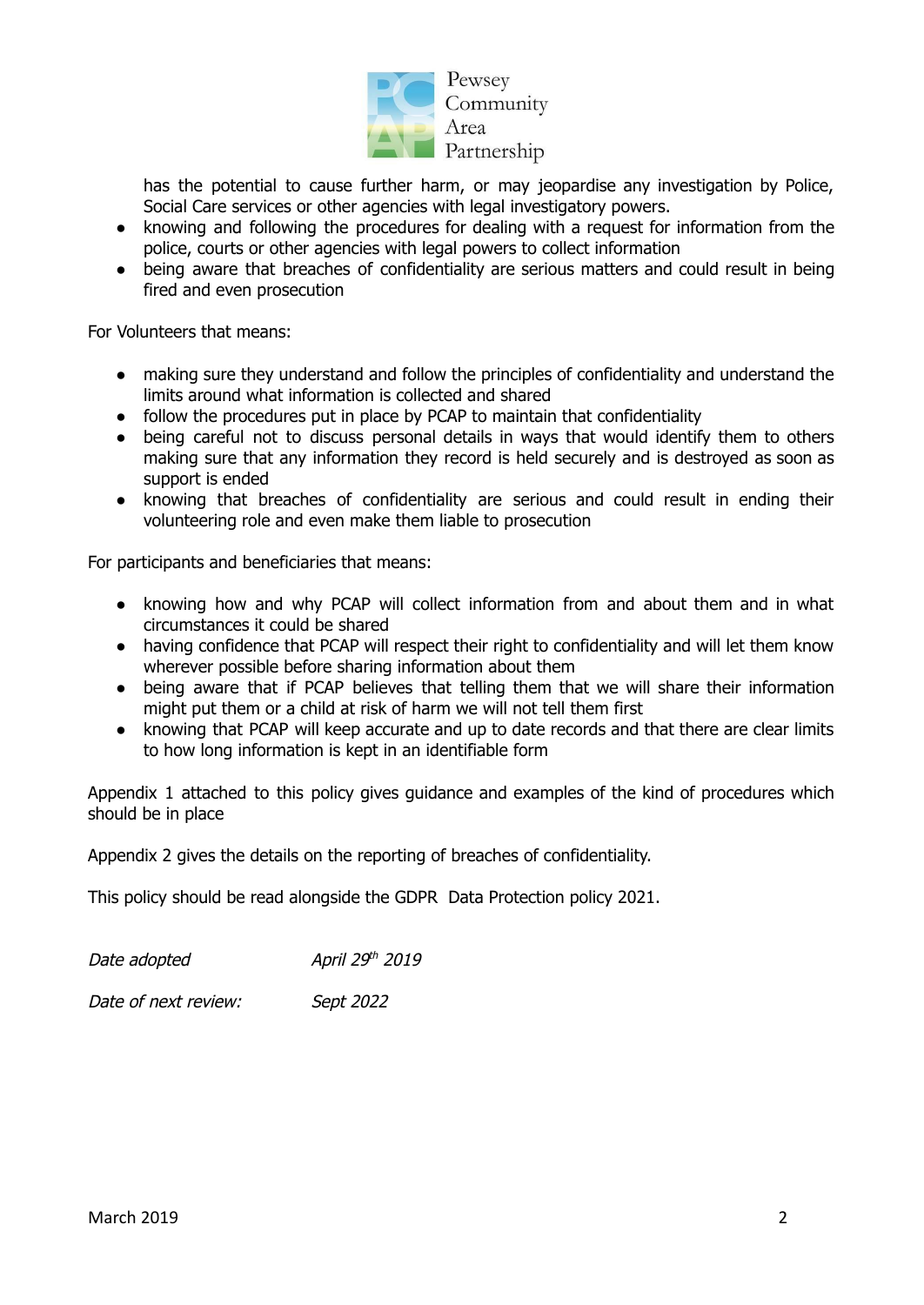has the potential to cause further harm, or may jeopardise any investigation by Police, Social Care services or other agencies with legal investigatory powers.

- knowing and following the procedures for dealing with a request for information from the police, courts or other agencies with legal powers to collect information
- being aware that breaches of confidentiality are serious matters and could result in being fired and even prosecution

For Volunteers that means:

- making sure they understand and follow the principles of confidentiality and understand the limits around what information is collected and shared
- follow the procedures put in place by PCAP to maintain that confidentiality
- being careful not to discuss personal details in ways that would identify them to others making sure that any information they record is held securely and is destroyed as soon as support is ended
- knowing that breaches of confidentiality are serious and could result in ending their volunteering role and even make them liable to prosecution

For participants and beneficiaries that means:

- knowing how and why PCAP will collect information from and about them and in what circumstances it could be shared
- having confidence that PCAP will respect their right to confidentiality and will let them know wherever possible before sharing information about them
- being aware that if PCAP believes that telling them that we will share their information might put them or a child at risk of harm we will not tell them first
- knowing that PCAP will keep accurate and up to date records and that there are clear limits to how long information is kept in an identifiable form

Appendix 1 attached to this policy gives guidance and examples of the kind of procedures which should be in place

Appendix 2 gives the details on the reporting of breaches of confidentiality.

This policy should be read alongside the GDPR Data Protection policy 2021.

*Date adopted* *April 29th 2019*

*Date of next review:* *Sept 2022*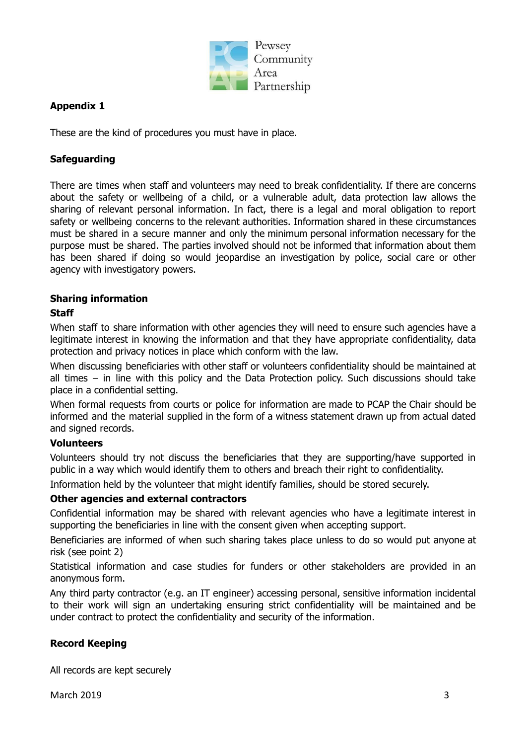## Appendix 1

These are the kind of procedures you must have in place.

### Safeguarding

There are times when staff and volunteers may need to break confidentiality. If there are concerns about the safety or wellbeing of a child, or a vulnerable adult, data protection law allows the sharing of relevant personal information. In fact, there is a legal and moral obligation to report safety or wellbeing concerns to the relevant authorities. Information shared in these circumstances must be shared in a secure manner and only the minimum personal information necessary for the purpose must be shared. The parties involved should not be informed that information about them has been shared if doing so would jeopardise an investigation by police, social care or other agency with investigatory powers.

### Sharing information

**Staff**

When staff to share information with other agencies they will need to ensure such agencies have a legitimate interest in knowing the information and that they have appropriate confidentiality, data protection and privacy notices in place which conform with the law.

When discussing beneficiaries with other staff or volunteers confidentiality should be maintained at all times – in line with this policy and the Data Protection policy. Such discussions should take place in a confidential setting.

When formal requests from courts or police for information are made to PCAP the Chair should be informed and the material supplied in the form of a witness statement drawn up from actual dated and signed records.

**Volunteers**

Volunteers should try not discuss the beneficiaries that they are supporting/have supported in public in a way which would identify them to others and breach their right to confidentiality.

Information held by the volunteer that might identify families, should be stored securely.

**Other agencies and external contractors**

Confidential information may be shared with relevant agencies who have a legitimate interest in supporting the beneficiaries in line with the consent given when accepting support.

Beneficiaries are informed of when such sharing takes place unless to do so would put anyone at risk (see point 2)

Statistical information and case studies for funders or other stakeholders are provided in an anonymous form.

Any third party contractor (e.g. an IT engineer) accessing personal, sensitive information incidental to their work will sign an undertaking ensuring strict confidentiality will be maintained and be under contract to protect the confidentiality and security of the information.

### Record Keeping

All records are kept securely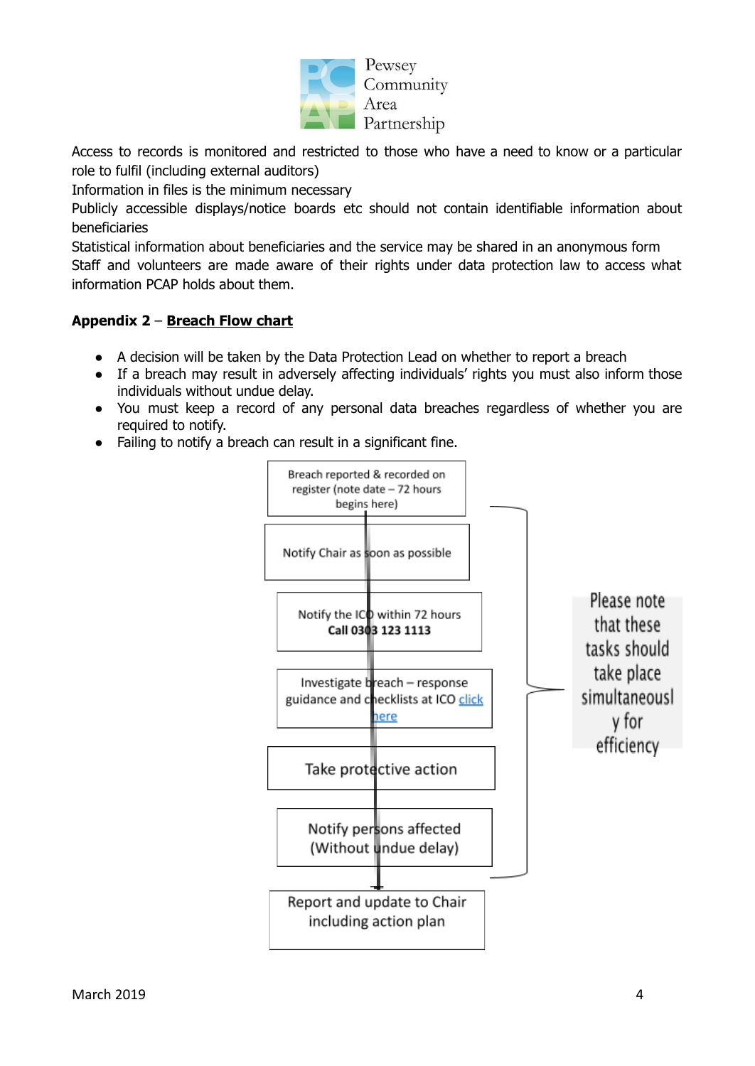Access to records is monitored and restricted to those who have a need to know or a particular role to fulfil (including external auditors)
Information in files is the minimum necessary
Publicly accessible displays/notice boards etc should not contain identifiable information about beneficiaries
Statistical information about beneficiaries and the service may be shared in an anonymous form
Staff and volunteers are made aware of their rights under data protection law to access what information PCAP holds about them.

**Appendix 2** – **Breach Flow chart**

- A decision will be taken by the Data Protection Lead on whether to report a breach
- If a breach may result in adversely affecting individuals' rights you must also inform those individuals without undue delay.
- You must keep a record of any personal data breaches regardless of whether you are required to notify.
- Failing to notify a breach can result in a significant fine.

Breach reported & recorded on register (note date – 72 hours begins here)

Notify Chair as soon as possible

Notify the ICO within 72 hours
**Call 0303 123 1113**

Investigate breach – response guidance and checklists at ICO click here

Take protective action

Notify persons affected (Without undue delay)

Report and update to Chair including action plan

Please note that these tasks should take place simultaneously for efficiency

March 2019